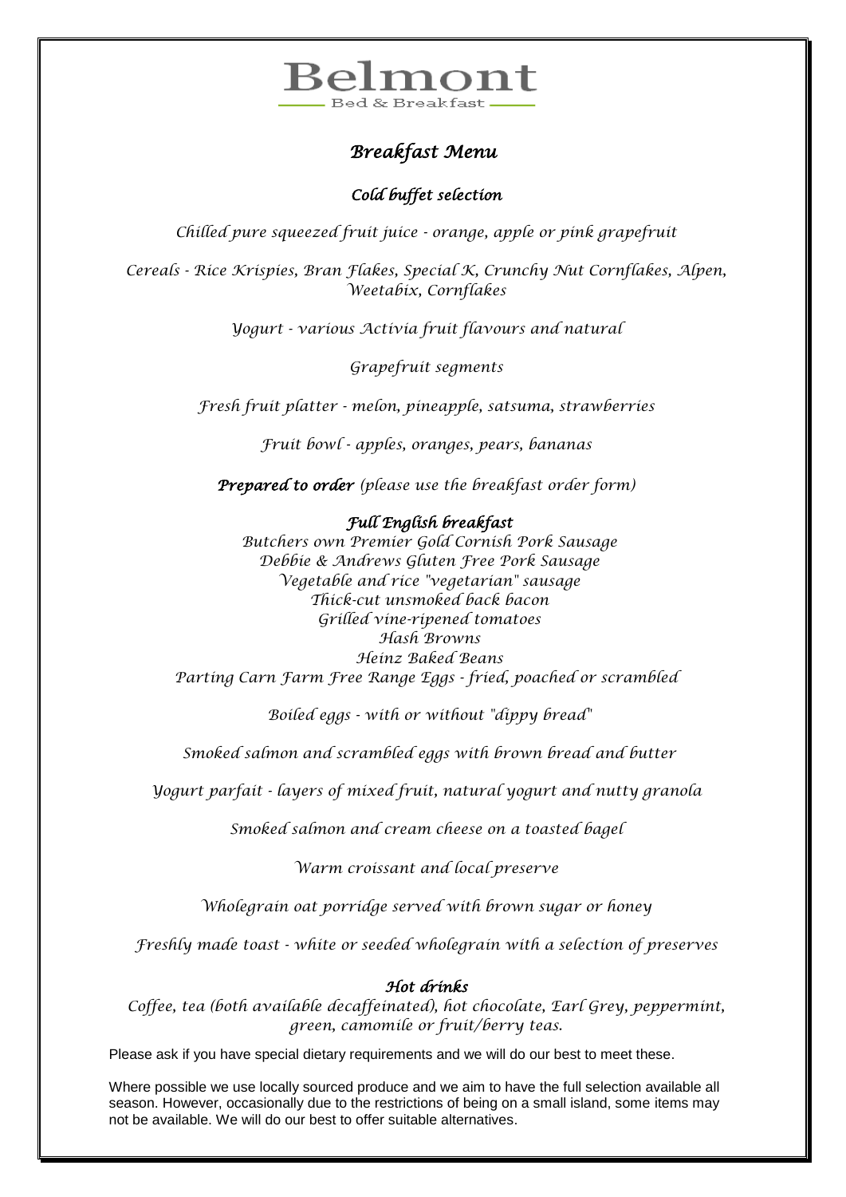# Belmont

Bed & Breakfast

## *Breakfast Menu*

### *Cold buffet selection*

*Chilled pure squeezed fruit juice - orange, apple or pink grapefruit*

*Cereals - Rice Krispies, Bran Flakes, Special K, Crunchy Nut Cornflakes, Alpen, Weetabix, Cornflakes*

*Yogurt - various Activia fruit flavours and natural*

*Grapefruit segments*

*Fresh fruit platter - melon, pineapple, satsuma, strawberries*

*Fruit bowl - apples, oranges, pears, bananas*

***Prepared to order*** *(please use the breakfast order form)*

### *Full English breakfast*

*Butchers own Premier Gold Cornish Pork Sausage*
*Debbie & Andrews Gluten Free Pork Sausage*
*Vegetable and rice "vegetarian" sausage*
*Thick-cut unsmoked back bacon*
*Grilled vine-ripened tomatoes*
*Hash Browns*
*Heinz Baked Beans*
*Parting Carn Farm Free Range Eggs - fried, poached or scrambled*

*Boiled eggs - with or without "dippy bread"*

*Smoked salmon and scrambled eggs with brown bread and butter*

*Yogurt parfait - layers of mixed fruit, natural yogurt and nutty granola*

*Smoked salmon and cream cheese on a toasted bagel*

*Warm croissant and local preserve*

*Wholegrain oat porridge served with brown sugar or honey*

*Freshly made toast - white or seeded wholegrain with a selection of preserves*

### *Hot drinks*

*Coffee, tea (both available decaffeinated), hot chocolate, Earl Grey, peppermint, green, camomile or fruit/berry teas.*

Please ask if you have special dietary requirements and we will do our best to meet these.

Where possible we use locally sourced produce and we aim to have the full selection available all season. However, occasionally due to the restrictions of being on a small island, some items may not be available. We will do our best to offer suitable alternatives.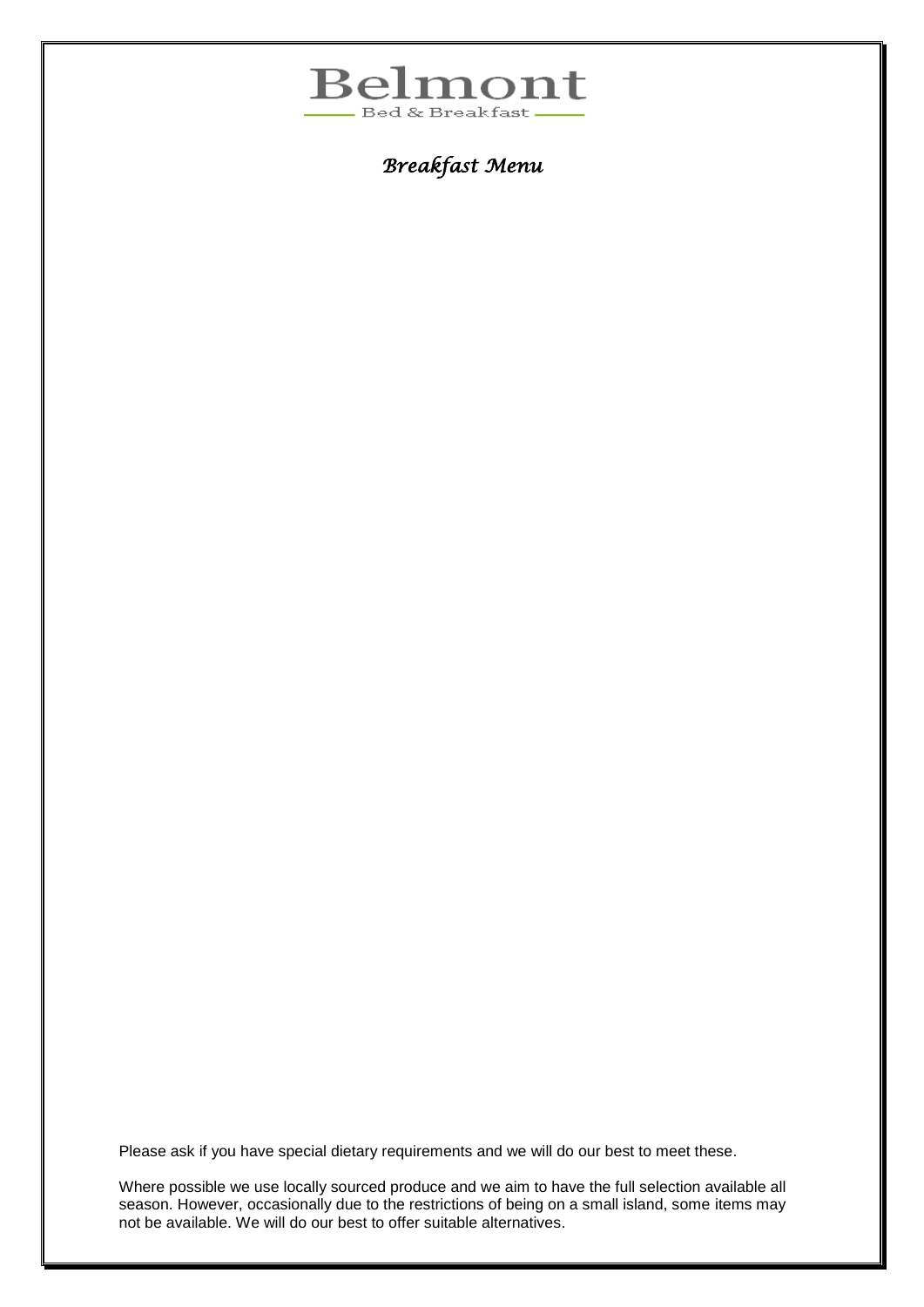# Belmont

Bed & Breakfast

## *Breakfast Menu*

Please ask if you have special dietary requirements and we will do our best to meet these.

Where possible we use locally sourced produce and we aim to have the full selection available all season. However, occasionally due to the restrictions of being on a small island, some items may not be available. We will do our best to offer suitable alternatives.